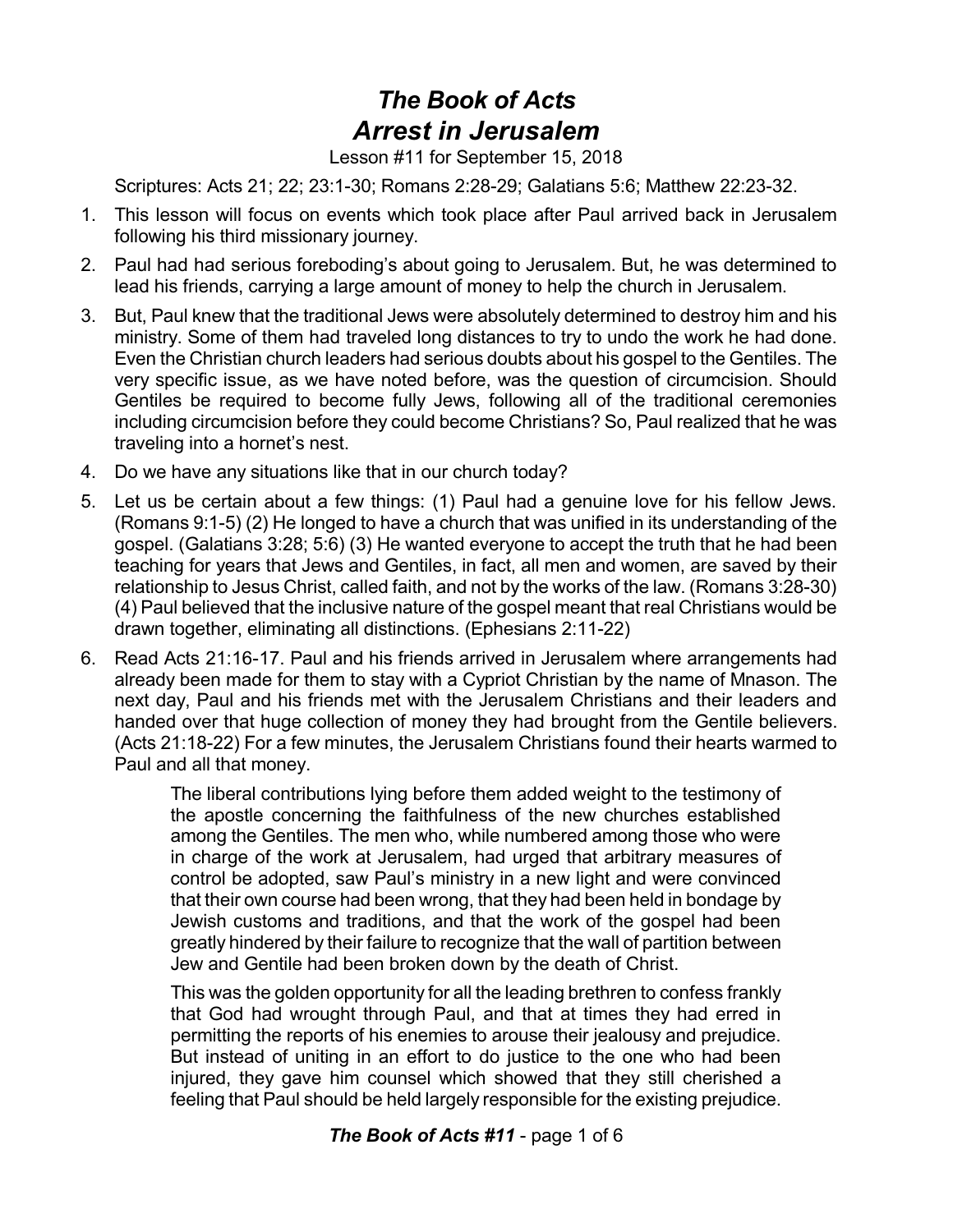# *The Book of Acts*
# *Arrest in Jerusalem*

Lesson #11 for September 15, 2018

Scriptures: Acts 21; 22; 23:1-30; Romans 2:28-29; Galatians 5:6; Matthew 22:23-32.

1. This lesson will focus on events which took place after Paul arrived back in Jerusalem following his third missionary journey.
2. Paul had had serious foreboding's about going to Jerusalem. But, he was determined to lead his friends, carrying a large amount of money to help the church in Jerusalem.
3. But, Paul knew that the traditional Jews were absolutely determined to destroy him and his ministry. Some of them had traveled long distances to try to undo the work he had done. Even the Christian church leaders had serious doubts about his gospel to the Gentiles. The very specific issue, as we have noted before, was the question of circumcision. Should Gentiles be required to become fully Jews, following all of the traditional ceremonies including circumcision before they could become Christians? So, Paul realized that he was traveling into a hornet's nest.
4. Do we have any situations like that in our church today?
5. Let us be certain about a few things: (1) Paul had a genuine love for his fellow Jews. (Romans 9:1-5) (2) He longed to have a church that was unified in its understanding of the gospel. (Galatians 3:28; 5:6) (3) He wanted everyone to accept the truth that he had been teaching for years that Jews and Gentiles, in fact, all men and women, are saved by their relationship to Jesus Christ, called faith, and not by the works of the law. (Romans 3:28-30) (4) Paul believed that the inclusive nature of the gospel meant that real Christians would be drawn together, eliminating all distinctions. (Ephesians 2:11-22)
6. Read Acts 21:16-17. Paul and his friends arrived in Jerusalem where arrangements had already been made for them to stay with a Cypriot Christian by the name of Mnason. The next day, Paul and his friends met with the Jerusalem Christians and their leaders and handed over that huge collection of money they had brought from the Gentile believers. (Acts 21:18-22) For a few minutes, the Jerusalem Christians found their hearts warmed to Paul and all that money.

    > The liberal contributions lying before them added weight to the testimony of the apostle concerning the faithfulness of the new churches established among the Gentiles. The men who, while numbered among those who were in charge of the work at Jerusalem, had urged that arbitrary measures of control be adopted, saw Paul's ministry in a new light and were convinced that their own course had been wrong, that they had been held in bondage by Jewish customs and traditions, and that the work of the gospel had been greatly hindered by their failure to recognize that the wall of partition between Jew and Gentile had been broken down by the death of Christ.
    >
    > This was the golden opportunity for all the leading brethren to confess frankly that God had wrought through Paul, and that at times they had erred in permitting the reports of his enemies to arouse their jealousy and prejudice. But instead of uniting in an effort to do justice to the one who had been injured, they gave him counsel which showed that they still cherished a feeling that Paul should be held largely responsible for the existing prejudice.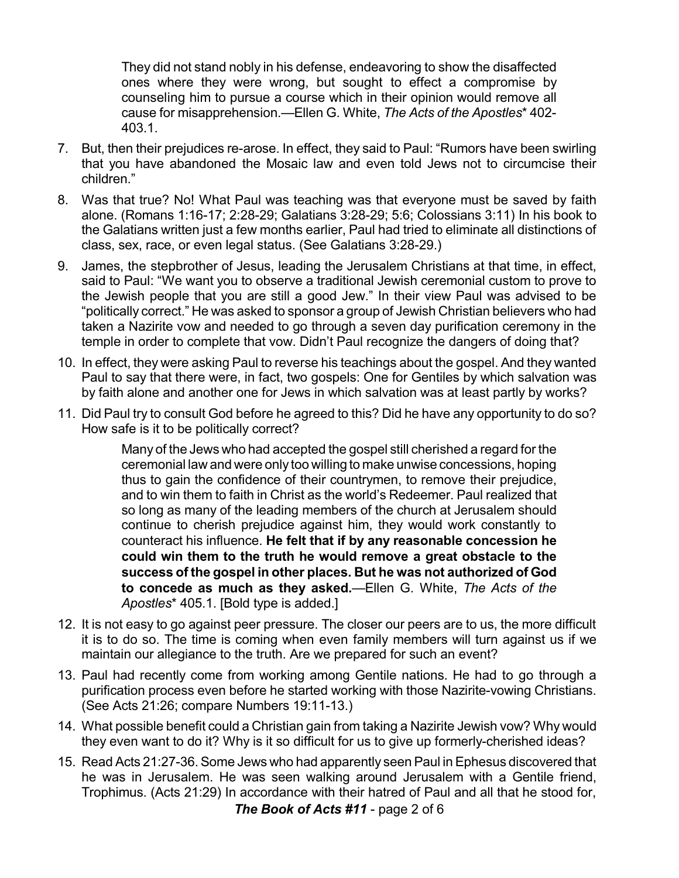> They did not stand nobly in his defense, endeavoring to show the disaffected ones where they were wrong, but sought to effect a compromise by counseling him to pursue a course which in their opinion would remove all cause for misapprehension.—Ellen G. White, *The Acts of the Apostles** 402-403.1.

7. But, then their prejudices re-arose. In effect, they said to Paul: "Rumors have been swirling that you have abandoned the Mosaic law and even told Jews not to circumcise their children."
8. Was that true? No! What Paul was teaching was that everyone must be saved by faith alone. (Romans 1:16-17; 2:28-29; Galatians 3:28-29; 5:6; Colossians 3:11) In his book to the Galatians written just a few months earlier, Paul had tried to eliminate all distinctions of class, sex, race, or even legal status. (See Galatians 3:28-29.)
9. James, the stepbrother of Jesus, leading the Jerusalem Christians at that time, in effect, said to Paul: "We want you to observe a traditional Jewish ceremonial custom to prove to the Jewish people that you are still a good Jew." In their view Paul was advised to be "politically correct." He was asked to sponsor a group of Jewish Christian believers who had taken a Nazirite vow and needed to go through a seven day purification ceremony in the temple in order to complete that vow. Didn't Paul recognize the dangers of doing that?
10. In effect, they were asking Paul to reverse his teachings about the gospel. And they wanted Paul to say that there were, in fact, two gospels: One for Gentiles by which salvation was by faith alone and another one for Jews in which salvation was at least partly by works?
11. Did Paul try to consult God before he agreed to this? Did he have any opportunity to do so? How safe is it to be politically correct?

> Many of the Jews who had accepted the gospel still cherished a regard for the ceremonial law and were only too willing to make unwise concessions, hoping thus to gain the confidence of their countrymen, to remove their prejudice, and to win them to faith in Christ as the world's Redeemer. Paul realized that so long as many of the leading members of the church at Jerusalem should continue to cherish prejudice against him, they would work constantly to counteract his influence. **He felt that if by any reasonable concession he could win them to the truth he would remove a great obstacle to the success of the gospel in other places. But he was not authorized of God to concede as much as they asked.**—Ellen G. White, *The Acts of the Apostles** 405.1. [Bold type is added.]

12. It is not easy to go against peer pressure. The closer our peers are to us, the more difficult it is to do so. The time is coming when even family members will turn against us if we maintain our allegiance to the truth. Are we prepared for such an event?
13. Paul had recently come from working among Gentile nations. He had to go through a purification process even before he started working with those Nazirite-vowing Christians. (See Acts 21:26; compare Numbers 19:11-13.)
14. What possible benefit could a Christian gain from taking a Nazirite Jewish vow? Why would they even want to do it? Why is it so difficult for us to give up formerly-cherished ideas?
15. Read Acts 21:27-36. Some Jews who had apparently seen Paul in Ephesus discovered that he was in Jerusalem. He was seen walking around Jerusalem with a Gentile friend, Trophimus. (Acts 21:29) In accordance with their hatred of Paul and all that he stood for,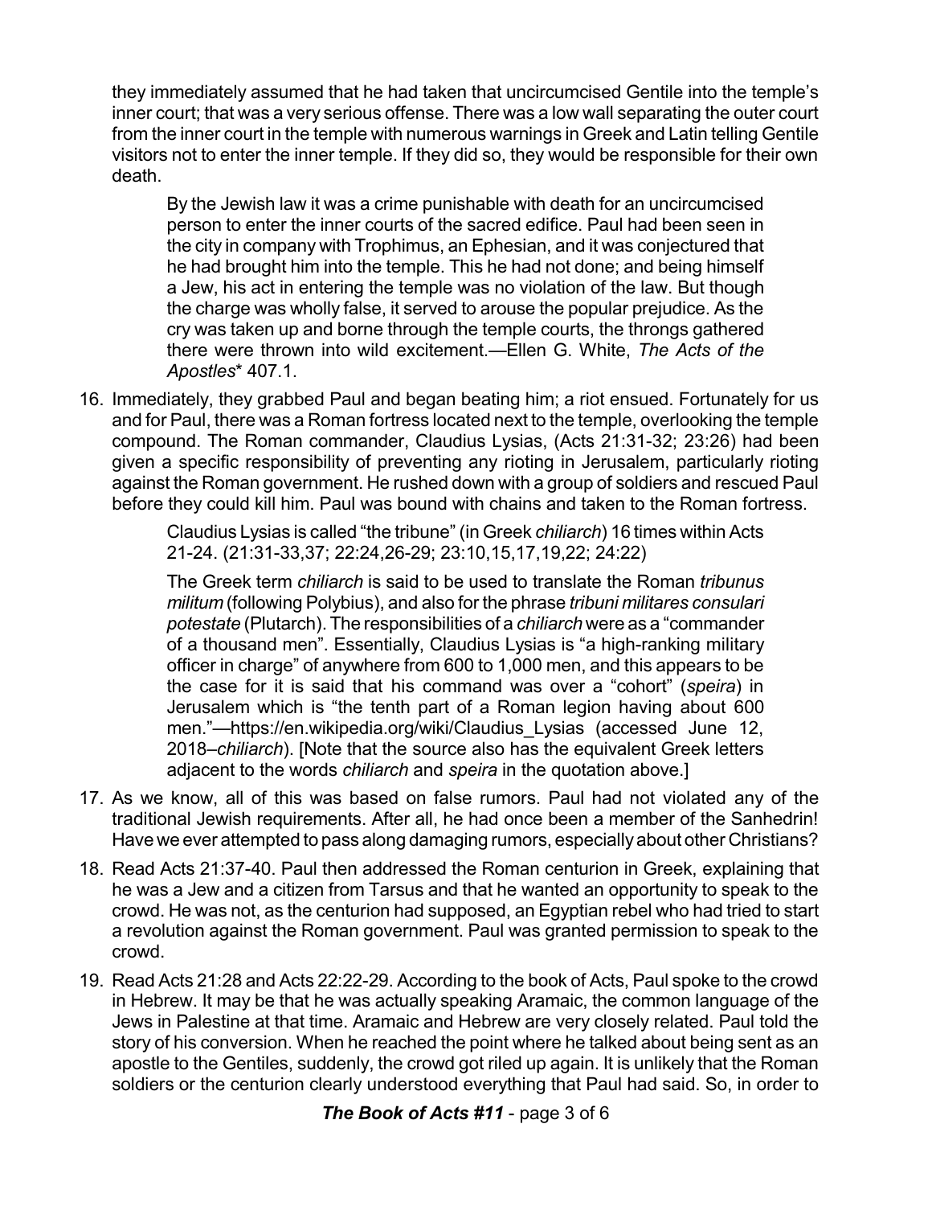they immediately assumed that he had taken that uncircumcised Gentile into the temple's inner court; that was a very serious offense. There was a low wall separating the outer court from the inner court in the temple with numerous warnings in Greek and Latin telling Gentile visitors not to enter the inner temple. If they did so, they would be responsible for their own death.

> By the Jewish law it was a crime punishable with death for an uncircumcised person to enter the inner courts of the sacred edifice. Paul had been seen in the city in company with Trophimus, an Ephesian, and it was conjectured that he had brought him into the temple. This he had not done; and being himself a Jew, his act in entering the temple was no violation of the law. But though the charge was wholly false, it served to arouse the popular prejudice. As the cry was taken up and borne through the temple courts, the throngs gathered there were thrown into wild excitement.—Ellen G. White, *The Acts of the Apostles** 407.1.

16. Immediately, they grabbed Paul and began beating him; a riot ensued. Fortunately for us and for Paul, there was a Roman fortress located next to the temple, overlooking the temple compound. The Roman commander, Claudius Lysias, (Acts 21:31-32; 23:26) had been given a specific responsibility of preventing any rioting in Jerusalem, particularly rioting against the Roman government. He rushed down with a group of soldiers and rescued Paul before they could kill him. Paul was bound with chains and taken to the Roman fortress.

    > Claudius Lysias is called "the tribune" (in Greek *chiliarch*) 16 times within Acts 21-24. (21:31-33,37; 22:24,26-29; 23:10,15,17,19,22; 24:22)
    >
    > The Greek term *chiliarch* is said to be used to translate the Roman *tribunus militum* (following Polybius), and also for the phrase *tribuni militares consulari potestate* (Plutarch). The responsibilities of a *chiliarch* were as a "commander of a thousand men". Essentially, Claudius Lysias is "a high-ranking military officer in charge" of anywhere from 600 to 1,000 men, and this appears to be the case for it is said that his command was over a "cohort" (*speira*) in Jerusalem which is "the tenth part of a Roman legion having about 600 men."—https://en.wikipedia.org/wiki/Claudius_Lysias (accessed June 12, 2018–*chiliarch*). [Note that the source also has the equivalent Greek letters adjacent to the words *chiliarch* and *speira* in the quotation above.]

17. As we know, all of this was based on false rumors. Paul had not violated any of the traditional Jewish requirements. After all, he had once been a member of the Sanhedrin! Have we ever attempted to pass along damaging rumors, especially about other Christians?

18. Read Acts 21:37-40. Paul then addressed the Roman centurion in Greek, explaining that he was a Jew and a citizen from Tarsus and that he wanted an opportunity to speak to the crowd. He was not, as the centurion had supposed, an Egyptian rebel who had tried to start a revolution against the Roman government. Paul was granted permission to speak to the crowd.

19. Read Acts 21:28 and Acts 22:22-29. According to the book of Acts, Paul spoke to the crowd in Hebrew. It may be that he was actually speaking Aramaic, the common language of the Jews in Palestine at that time. Aramaic and Hebrew are very closely related. Paul told the story of his conversion. When he reached the point where he talked about being sent as an apostle to the Gentiles, suddenly, the crowd got riled up again. It is unlikely that the Roman soldiers or the centurion clearly understood everything that Paul had said. So, in order to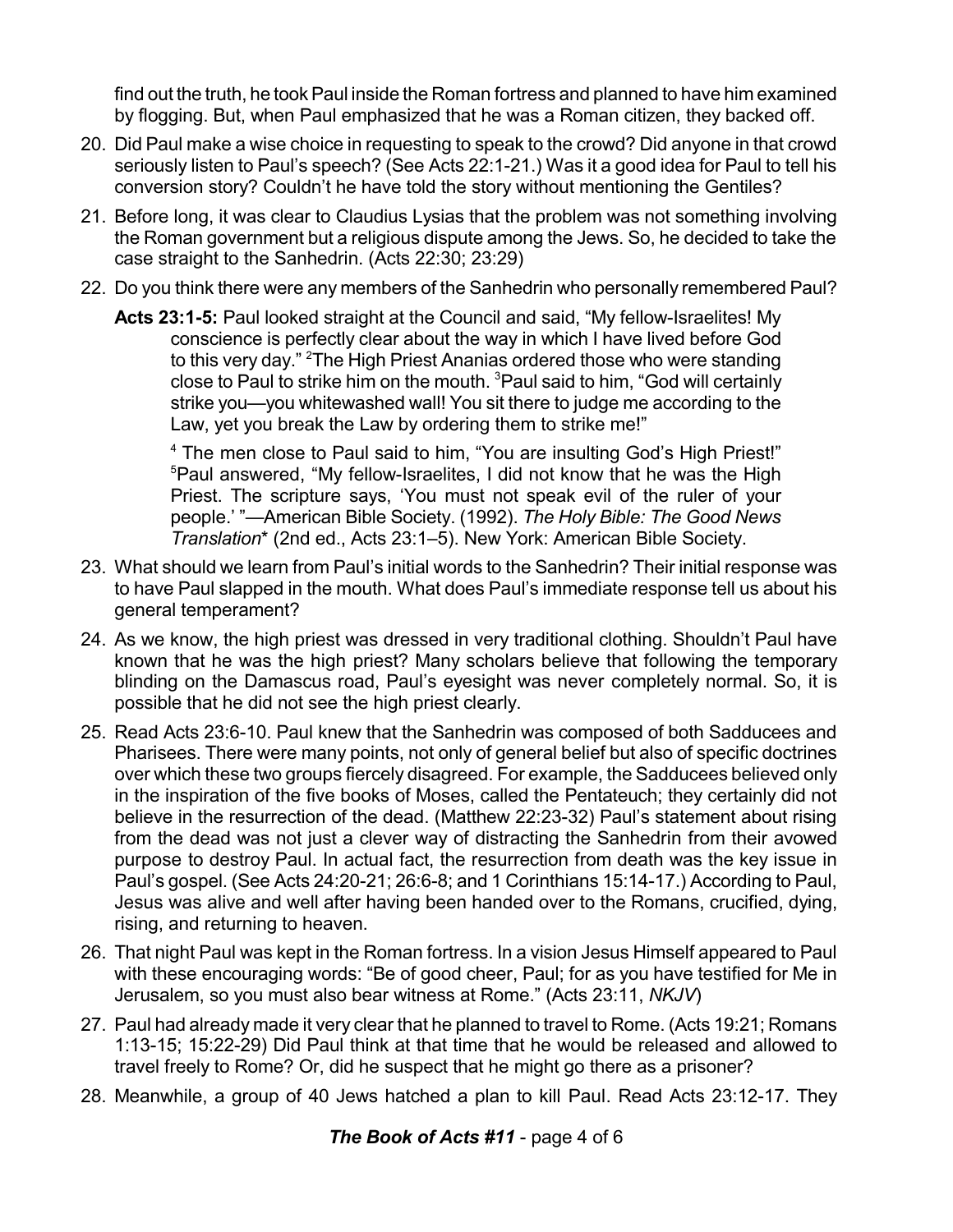find out the truth, he took Paul inside the Roman fortress and planned to have him examined by flogging. But, when Paul emphasized that he was a Roman citizen, they backed off.

20. Did Paul make a wise choice in requesting to speak to the crowd? Did anyone in that crowd seriously listen to Paul's speech? (See Acts 22:1-21.) Was it a good idea for Paul to tell his conversion story? Couldn't he have told the story without mentioning the Gentiles?

21. Before long, it was clear to Claudius Lysias that the problem was not something involving the Roman government but a religious dispute among the Jews. So, he decided to take the case straight to the Sanhedrin. (Acts 22:30; 23:29)

22. Do you think there were any members of the Sanhedrin who personally remembered Paul?

    **Acts 23:1-5:** Paul looked straight at the Council and said, "My fellow-Israelites! My conscience is perfectly clear about the way in which I have lived before God to this very day." [2]The High Priest Ananias ordered those who were standing close to Paul to strike him on the mouth. [3]Paul said to him, "God will certainly strike you—you whitewashed wall! You sit there to judge me according to the Law, yet you break the Law by ordering them to strike me!"

    [4] The men close to Paul said to him, "You are insulting God's High Priest!" [5]Paul answered, "My fellow-Israelites, I did not know that he was the High Priest. The scripture says, 'You must not speak evil of the ruler of your people.' "—American Bible Society. (1992). *The Holy Bible: The Good News Translation*\* (2nd ed., Acts 23:1–5). New York: American Bible Society.

23. What should we learn from Paul's initial words to the Sanhedrin? Their initial response was to have Paul slapped in the mouth. What does Paul's immediate response tell us about his general temperament?

24. As we know, the high priest was dressed in very traditional clothing. Shouldn't Paul have known that he was the high priest? Many scholars believe that following the temporary blinding on the Damascus road, Paul's eyesight was never completely normal. So, it is possible that he did not see the high priest clearly.

25. Read Acts 23:6-10. Paul knew that the Sanhedrin was composed of both Sadducees and Pharisees. There were many points, not only of general belief but also of specific doctrines over which these two groups fiercely disagreed. For example, the Sadducees believed only in the inspiration of the five books of Moses, called the Pentateuch; they certainly did not believe in the resurrection of the dead. (Matthew 22:23-32) Paul's statement about rising from the dead was not just a clever way of distracting the Sanhedrin from their avowed purpose to destroy Paul. In actual fact, the resurrection from death was the key issue in Paul's gospel. (See Acts 24:20-21; 26:6-8; and 1 Corinthians 15:14-17.) According to Paul, Jesus was alive and well after having been handed over to the Romans, crucified, dying, rising, and returning to heaven.

26. That night Paul was kept in the Roman fortress. In a vision Jesus Himself appeared to Paul with these encouraging words: "Be of good cheer, Paul; for as you have testified for Me in Jerusalem, so you must also bear witness at Rome." (Acts 23:11, *NKJV*)

27. Paul had already made it very clear that he planned to travel to Rome. (Acts 19:21; Romans 1:13-15; 15:22-29) Did Paul think at that time that he would be released and allowed to travel freely to Rome? Or, did he suspect that he might go there as a prisoner?

28. Meanwhile, a group of 40 Jews hatched a plan to kill Paul. Read Acts 23:12-17. They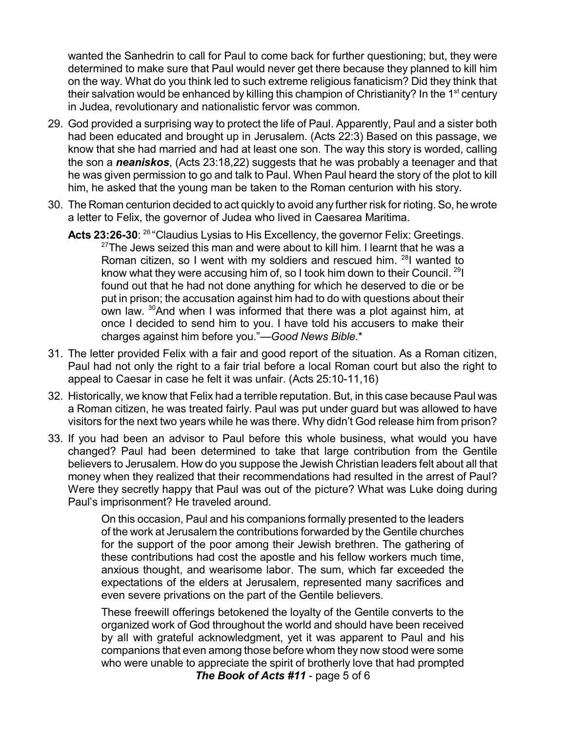wanted the Sanhedrin to call for Paul to come back for further questioning; but, they were determined to make sure that Paul would never get there because they planned to kill him on the way. What do you think led to such extreme religious fanaticism? Did they think that their salvation would be enhanced by killing this champion of Christianity? In the 1st century in Judea, revolutionary and nationalistic fervor was common.

29. God provided a surprising way to protect the life of Paul. Apparently, Paul and a sister both had been educated and brought up in Jerusalem. (Acts 22:3) Based on this passage, we know that she had married and had at least one son. The way this story is worded, calling the son a ***neaniskos***, (Acts 23:18,22) suggests that he was probably a teenager and that he was given permission to go and talk to Paul. When Paul heard the story of the plot to kill him, he asked that the young man be taken to the Roman centurion with his story.

30. The Roman centurion decided to act quickly to avoid any further risk for rioting. So, he wrote a letter to Felix, the governor of Judea who lived in Caesarea Maritima.

    **Acts 23:26-30**: [26] "Claudius Lysias to His Excellency, the governor Felix: Greetings. [27]The Jews seized this man and were about to kill him. I learnt that he was a Roman citizen, so I went with my soldiers and rescued him. [28]I wanted to know what they were accusing him of, so I took him down to their Council. [29]I found out that he had not done anything for which he deserved to die or be put in prison; the accusation against him had to do with questions about their own law. [30]And when I was informed that there was a plot against him, at once I decided to send him to you. I have told his accusers to make their charges against him before you."—*Good News Bible.**

31. The letter provided Felix with a fair and good report of the situation. As a Roman citizen, Paul had not only the right to a fair trial before a local Roman court but also the right to appeal to Caesar in case he felt it was unfair. (Acts 25:10-11,16)

32. Historically, we know that Felix had a terrible reputation. But, in this case because Paul was a Roman citizen, he was treated fairly. Paul was put under guard but was allowed to have visitors for the next two years while he was there. Why didn't God release him from prison?

33. If you had been an advisor to Paul before this whole business, what would you have changed? Paul had been determined to take that large contribution from the Gentile believers to Jerusalem. How do you suppose the Jewish Christian leaders felt about all that money when they realized that their recommendations had resulted in the arrest of Paul? Were they secretly happy that Paul was out of the picture? What was Luke doing during Paul's imprisonment? He traveled around.

    > On this occasion, Paul and his companions formally presented to the leaders of the work at Jerusalem the contributions forwarded by the Gentile churches for the support of the poor among their Jewish brethren. The gathering of these contributions had cost the apostle and his fellow workers much time, anxious thought, and wearisome labor. The sum, which far exceeded the expectations of the elders at Jerusalem, represented many sacrifices and even severe privations on the part of the Gentile believers.
    >
    > These freewill offerings betokened the loyalty of the Gentile converts to the organized work of God throughout the world and should have been received by all with grateful acknowledgment, yet it was apparent to Paul and his companions that even among those before whom they now stood were some who were unable to appreciate the spirit of brotherly love that had prompted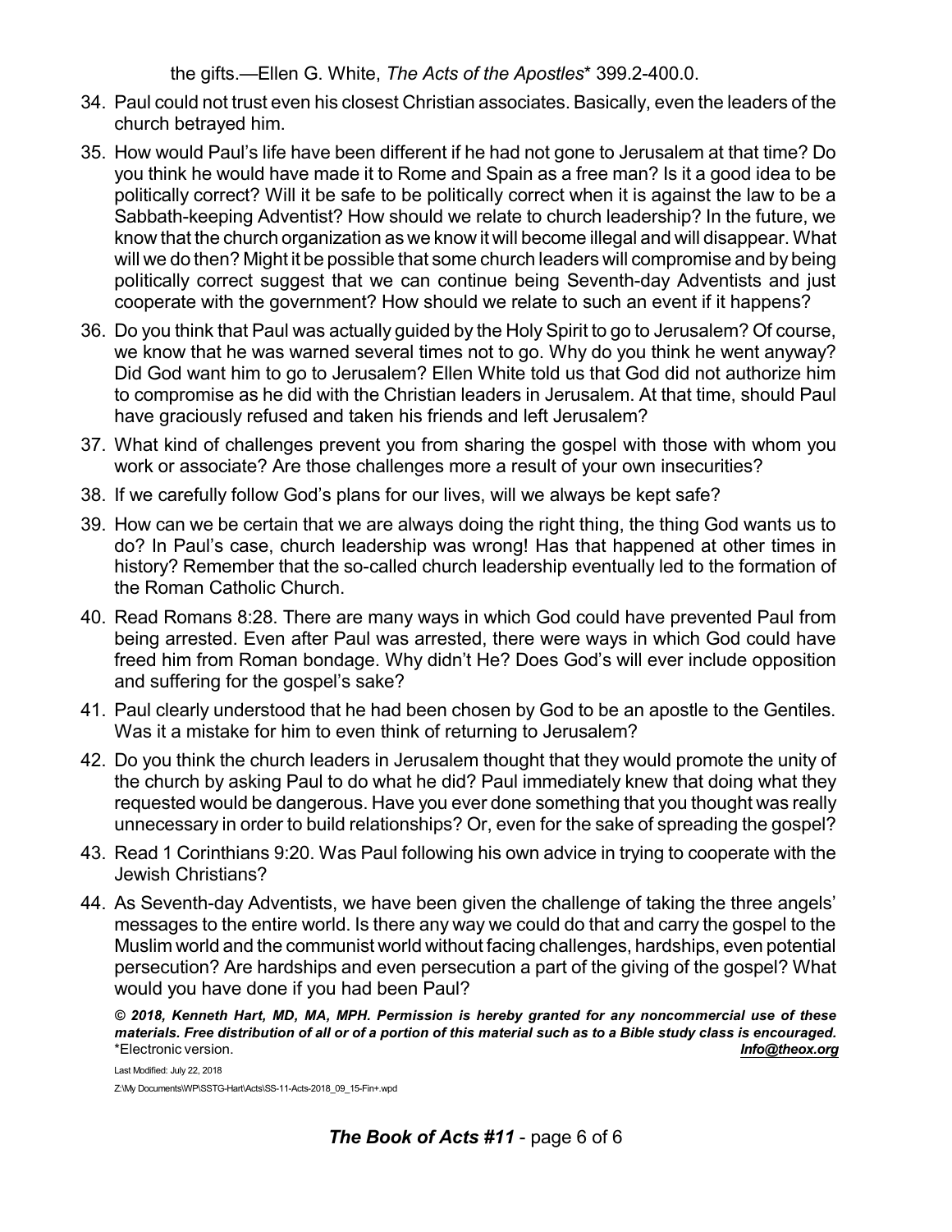the gifts.—Ellen G. White, *The Acts of the Apostles** 399.2-400.0.

34. Paul could not trust even his closest Christian associates. Basically, even the leaders of the church betrayed him.
35. How would Paul's life have been different if he had not gone to Jerusalem at that time? Do you think he would have made it to Rome and Spain as a free man? Is it a good idea to be politically correct? Will it be safe to be politically correct when it is against the law to be a Sabbath-keeping Adventist? How should we relate to church leadership? In the future, we know that the church organization as we know it will become illegal and will disappear. What will we do then? Might it be possible that some church leaders will compromise and by being politically correct suggest that we can continue being Seventh-day Adventists and just cooperate with the government? How should we relate to such an event if it happens?
36. Do you think that Paul was actually guided by the Holy Spirit to go to Jerusalem? Of course, we know that he was warned several times not to go. Why do you think he went anyway? Did God want him to go to Jerusalem? Ellen White told us that God did not authorize him to compromise as he did with the Christian leaders in Jerusalem. At that time, should Paul have graciously refused and taken his friends and left Jerusalem?
37. What kind of challenges prevent you from sharing the gospel with those with whom you work or associate? Are those challenges more a result of your own insecurities?
38. If we carefully follow God's plans for our lives, will we always be kept safe?
39. How can we be certain that we are always doing the right thing, the thing God wants us to do? In Paul's case, church leadership was wrong! Has that happened at other times in history? Remember that the so-called church leadership eventually led to the formation of the Roman Catholic Church.
40. Read Romans 8:28. There are many ways in which God could have prevented Paul from being arrested. Even after Paul was arrested, there were ways in which God could have freed him from Roman bondage. Why didn't He? Does God's will ever include opposition and suffering for the gospel's sake?
41. Paul clearly understood that he had been chosen by God to be an apostle to the Gentiles. Was it a mistake for him to even think of returning to Jerusalem?
42. Do you think the church leaders in Jerusalem thought that they would promote the unity of the church by asking Paul to do what he did? Paul immediately knew that doing what they requested would be dangerous. Have you ever done something that you thought was really unnecessary in order to build relationships? Or, even for the sake of spreading the gospel?
43. Read 1 Corinthians 9:20. Was Paul following his own advice in trying to cooperate with the Jewish Christians?
44. As Seventh-day Adventists, we have been given the challenge of taking the three angels' messages to the entire world. Is there any way we could do that and carry the gospel to the Muslim world and the communist world without facing challenges, hardships, even potential persecution? Are hardships and even persecution a part of the giving of the gospel? What would you have done if you had been Paul?

***© 2018, Kenneth Hart, MD, MA, MPH. Permission is hereby granted for any noncommercial use of these materials. Free distribution of all or of a portion of this material such as to a Bible study class is encouraged.***
*Electronic version. ***Info@theox.org***

Last Modified: July 22, 2018

Z:\My Documents\WP\SSTG-Hart\Acts\SS-11-Acts-2018_09_15-Fin+.wpd